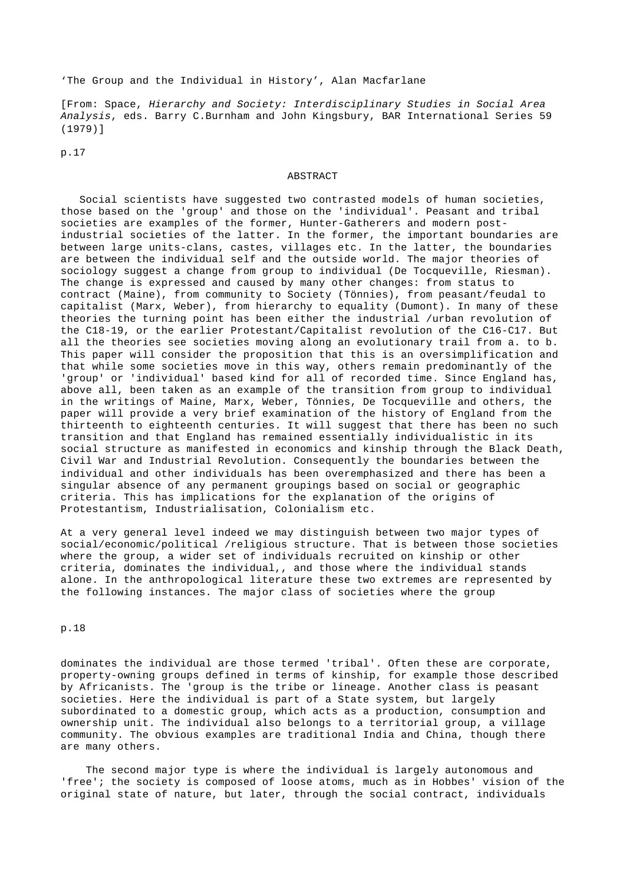'The Group and the Individual in History', Alan Macfarlane

[From: Space, *Hierarchy and Society: Interdisciplinary Studies in Social Area Analysis*, eds. Barry C.Burnham and John Kingsbury, BAR International Series 59 (1979)]

p.17

## ABSTRACT

Social scientists have suggested two contrasted models of human societies, those based on the 'group' and those on the 'individual'. Peasant and tribal societies are examples of the former, Hunter-Gatherers and modern post-industrial societies of the latter. In the former, the important boundaries are between large units-clans, castes, villages etc. In the latter, the boundaries are between the individual self and the outside world. The major theories of sociology suggest a change from group to individual (De Tocqueville, Riesman). The change is expressed and caused by many other changes: from status to contract (Maine), from community to Society (Tönnies), from peasant/feudal to capitalist (Marx, Weber), from hierarchy to equality (Dumont). In many of these theories the turning point has been either the industrial /urban revolution of the C18-19, or the earlier Protestant/Capitalist revolution of the C16-C17. But all the theories see societies moving along an evolutionary trail from a. to b. This paper will consider the proposition that this is an oversimplification and that while some societies move in this way, others remain predominantly of the 'group' or 'individual' based kind for all of recorded time. Since England has, above all, been taken as an example of the transition from group to individual in the writings of Maine, Marx, Weber, Tönnies, De Tocqueville and others, the paper will provide a very brief examination of the history of England from the thirteenth to eighteenth centuries. It will suggest that there has been no such transition and that England has remained essentially individualistic in its social structure as manifested in economics and kinship through the Black Death, Civil War and Industrial Revolution. Consequently the boundaries between the individual and other individuals has been overemphasized and there has been a singular absence of any permanent groupings based on social or geographic criteria. This has implications for the explanation of the origins of Protestantism, Industrialisation, Colonialism etc.

At a very general level indeed we may distinguish between two major types of social/economic/political /religious structure. That is between those societies where the group, a wider set of individuals recruited on kinship or other criteria, dominates the individual,, and those where the individual stands alone. In the anthropological literature these two extremes are represented by the following instances. The major class of societies where the group

p.18

dominates the individual are those termed 'tribal'. Often these are corporate, property-owning groups defined in terms of kinship, for example those described by Africanists. The 'group is the tribe or lineage. Another class is peasant societies. Here the individual is part of a State system, but largely subordinated to a domestic group, which acts as a production, consumption and ownership unit. The individual also belongs to a territorial group, a village community. The obvious examples are traditional India and China, though there are many others.

The second major type is where the individual is largely autonomous and 'free'; the society is composed of loose atoms, much as in Hobbes' vision of the original state of nature, but later, through the social contract, individuals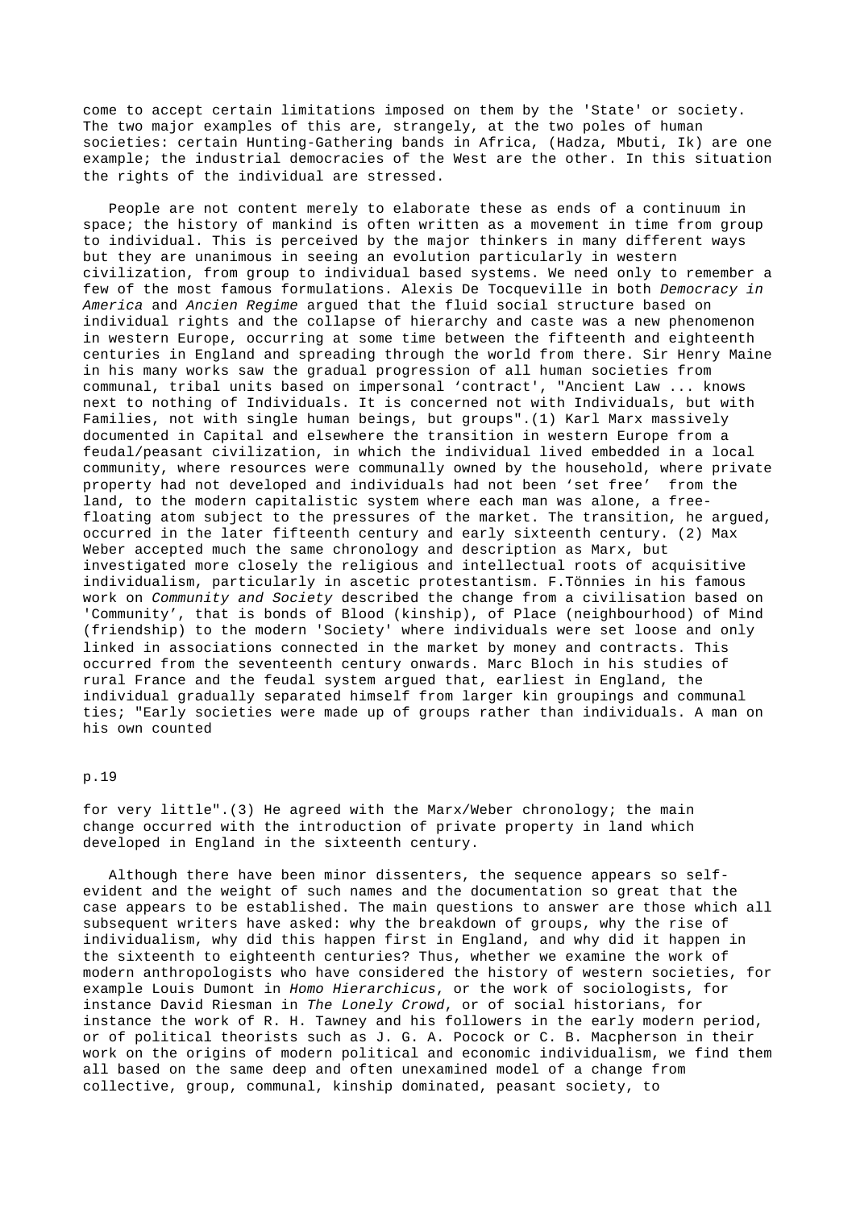come to accept certain limitations imposed on them by the 'State' or society. The two major examples of this are, strangely, at the two poles of human societies: certain Hunting-Gathering bands in Africa, (Hadza, Mbuti, Ik) are one example; the industrial democracies of the West are the other. In this situation the rights of the individual are stressed.

People are not content merely to elaborate these as ends of a continuum in space; the history of mankind is often written as a movement in time from group to individual. This is perceived by the major thinkers in many different ways but they are unanimous in seeing an evolution particularly in western civilization, from group to individual based systems. We need only to remember a few of the most famous formulations. Alexis De Tocqueville in both *Democracy in America* and *Ancien Regime* argued that the fluid social structure based on individual rights and the collapse of hierarchy and caste was a new phenomenon in western Europe, occurring at some time between the fifteenth and eighteenth centuries in England and spreading through the world from there. Sir Henry Maine in his many works saw the gradual progression of all human societies from communal, tribal units based on impersonal 'contract', "Ancient Law ... knows next to nothing of Individuals. It is concerned not with Individuals, but with Families, not with single human beings, but groups".(1) Karl Marx massively documented in Capital and elsewhere the transition in western Europe from a feudal/peasant civilization, in which the individual lived embedded in a local community, where resources were communally owned by the household, where private property had not developed and individuals had not been 'set free' from the land, to the modern capitalistic system where each man was alone, a free-floating atom subject to the pressures of the market. The transition, he argued, occurred in the later fifteenth century and early sixteenth century. (2) Max Weber accepted much the same chronology and description as Marx, but investigated more closely the religious and intellectual roots of acquisitive individualism, particularly in ascetic protestantism. F.Tönnies in his famous work on *Community and Society* described the change from a civilisation based on 'Community', that is bonds of Blood (kinship), of Place (neighbourhood) of Mind (friendship) to the modern 'Society' where individuals were set loose and only linked in associations connected in the market by money and contracts. This occurred from the seventeenth century onwards. Marc Bloch in his studies of rural France and the feudal system argued that, earliest in England, the individual gradually separated himself from larger kin groupings and communal ties; "Early societies were made up of groups rather than individuals. A man on his own counted for very little".(3) He agreed with the Marx/Weber chronology; the main change occurred with the introduction of private property in land which developed in England in the sixteenth century.

Although there have been minor dissenters, the sequence appears so self-evident and the weight of such names and the documentation so great that the case appears to be established. The main questions to answer are those which all subsequent writers have asked: why the breakdown of groups, why the rise of individualism, why did this happen first in England, and why did it happen in the sixteenth to eighteenth centuries? Thus, whether we examine the work of modern anthropologists who have considered the history of western societies, for example Louis Dumont in *Homo Hierarchicus*, or the work of sociologists, for instance David Riesman in *The Lonely Crowd*, or of social historians, for instance the work of R. H. Tawney and his followers in the early modern period, or of political theorists such as J. G. A. Pocock or C. B. Macpherson in their work on the origins of modern political and economic individualism, we find them all based on the same deep and often unexamined model of a change from collective, group, communal, kinship dominated, peasant society, to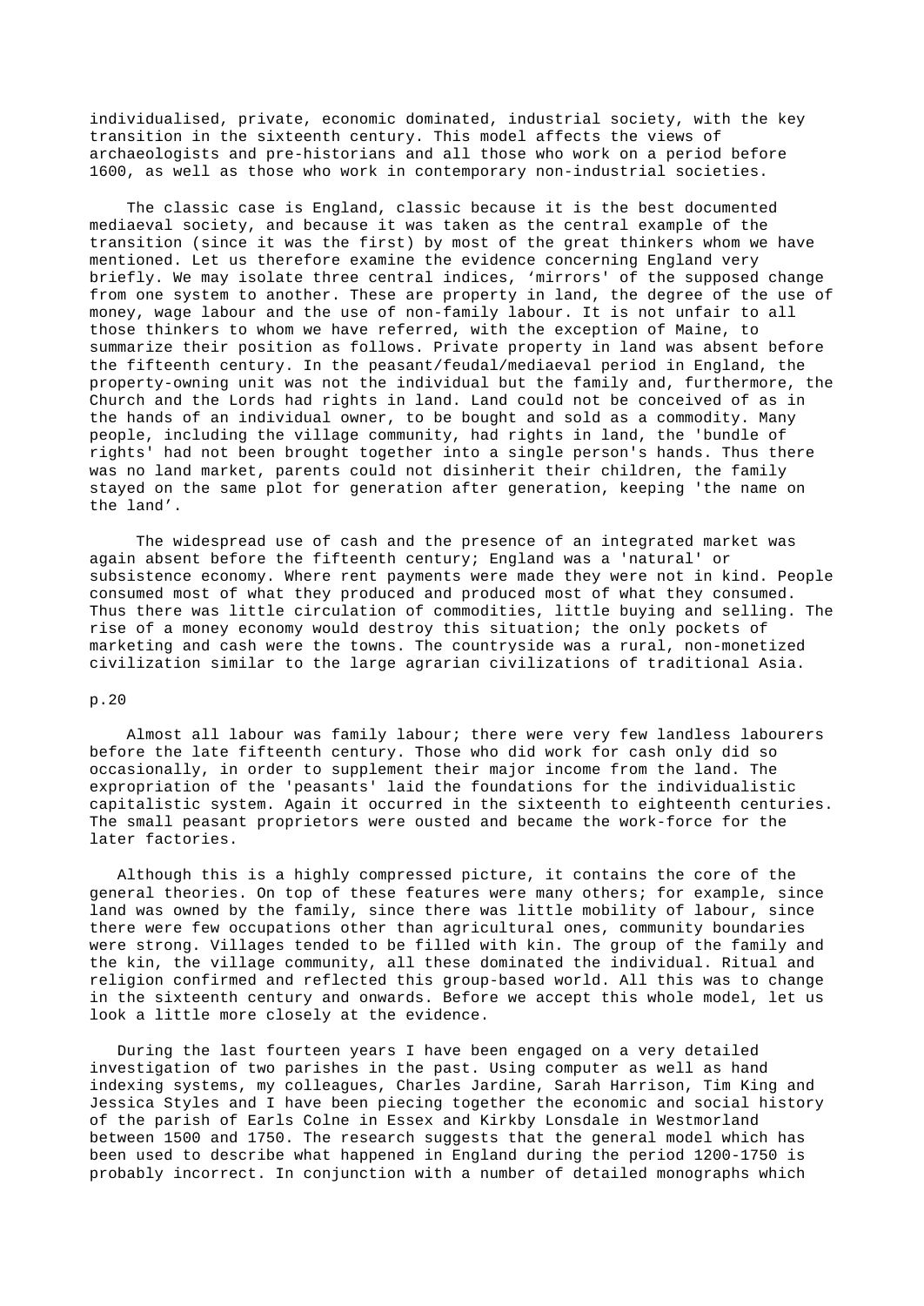individualised, private, economic dominated, industrial society, with the key transition in the sixteenth century. This model affects the views of archaeologists and pre-historians and all those who work on a period before 1600, as well as those who work in contemporary non-industrial societies.

The classic case is England, classic because it is the best documented mediaeval society, and because it was taken as the central example of the transition (since it was the first) by most of the great thinkers whom we have mentioned. Let us therefore examine the evidence concerning England very briefly. We may isolate three central indices, 'mirrors' of the supposed change from one system to another. These are property in land, the degree of the use of money, wage labour and the use of non-family labour. It is not unfair to all those thinkers to whom we have referred, with the exception of Maine, to summarize their position as follows. Private property in land was absent before the fifteenth century. In the peasant/feudal/mediaeval period in England, the property-owning unit was not the individual but the family and, furthermore, the Church and the Lords had rights in land. Land could not be conceived of as in the hands of an individual owner, to be bought and sold as a commodity. Many people, including the village community, had rights in land, the 'bundle of rights' had not been brought together into a single person's hands. Thus there was no land market, parents could not disinherit their children, the family stayed on the same plot for generation after generation, keeping 'the name on the land'.

The widespread use of cash and the presence of an integrated market was again absent before the fifteenth century; England was a 'natural' or subsistence economy. Where rent payments were made they were not in kind. People consumed most of what they produced and produced most of what they consumed. Thus there was little circulation of commodities, little buying and selling. The rise of a money economy would destroy this situation; the only pockets of marketing and cash were the towns. The countryside was a rural, non-monetized civilization similar to the large agrarian civilizations of traditional Asia.

p.20

Almost all labour was family labour; there were very few landless labourers before the late fifteenth century. Those who did work for cash only did so occasionally, in order to supplement their major income from the land. The expropriation of the 'peasants' laid the foundations for the individualistic capitalistic system. Again it occurred in the sixteenth to eighteenth centuries. The small peasant proprietors were ousted and became the work-force for the later factories.

Although this is a highly compressed picture, it contains the core of the general theories. On top of these features were many others; for example, since land was owned by the family, since there was little mobility of labour, since there were few occupations other than agricultural ones, community boundaries were strong. Villages tended to be filled with kin. The group of the family and the kin, the village community, all these dominated the individual. Ritual and religion confirmed and reflected this group-based world. All this was to change in the sixteenth century and onwards. Before we accept this whole model, let us look a little more closely at the evidence.

During the last fourteen years I have been engaged on a very detailed investigation of two parishes in the past. Using computer as well as hand indexing systems, my colleagues, Charles Jardine, Sarah Harrison, Tim King and Jessica Styles and I have been piecing together the economic and social history of the parish of Earls Colne in Essex and Kirkby Lonsdale in Westmorland between 1500 and 1750. The research suggests that the general model which has been used to describe what happened in England during the period 1200-1750 is probably incorrect. In conjunction with a number of detailed monographs which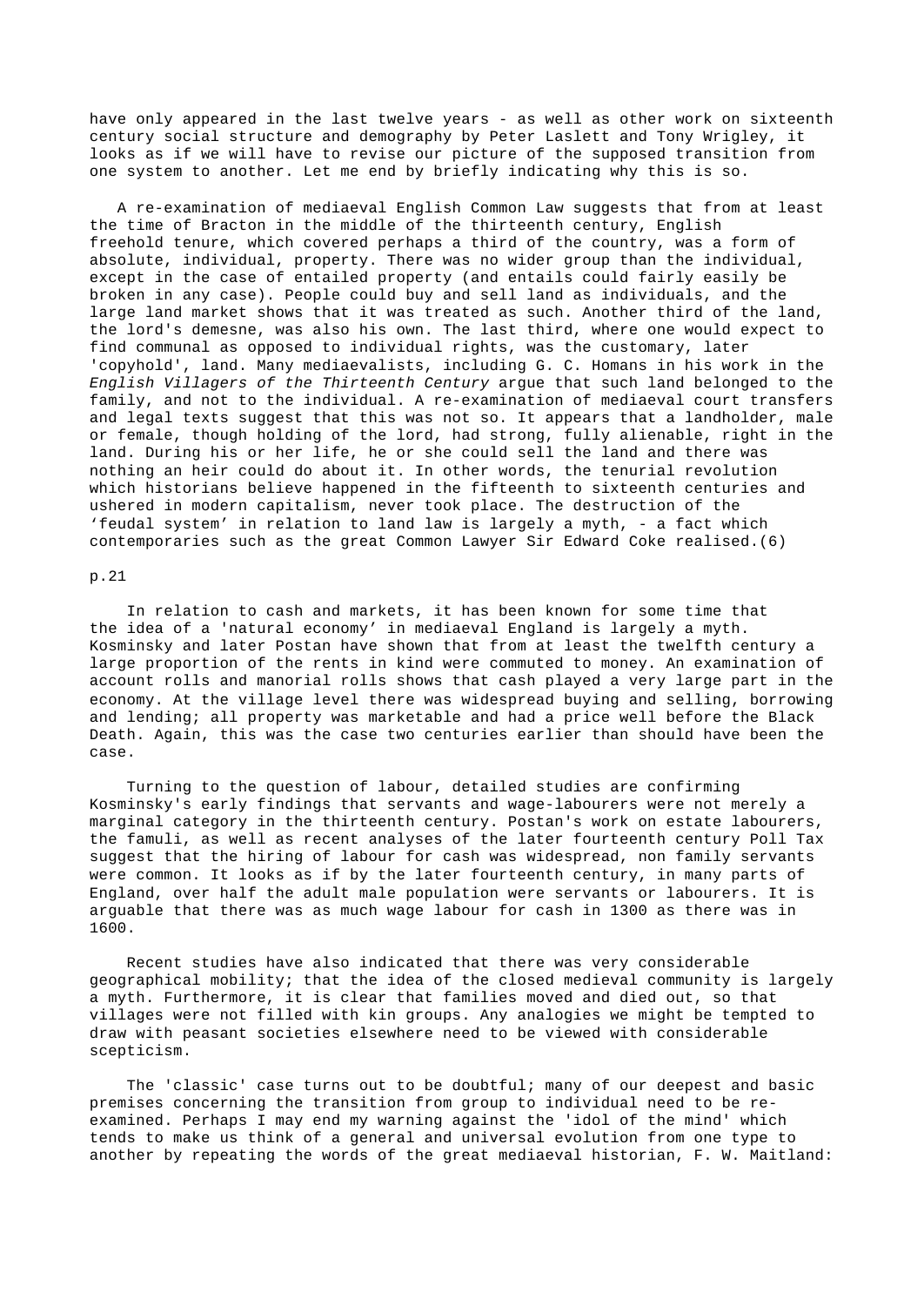have only appeared in the last twelve years - as well as other work on sixteenth century social structure and demography by Peter Laslett and Tony Wrigley, it looks as if we will have to revise our picture of the supposed transition from one system to another. Let me end by briefly indicating why this is so.

A re-examination of mediaeval English Common Law suggests that from at least the time of Bracton in the middle of the thirteenth century, English freehold tenure, which covered perhaps a third of the country, was a form of absolute, individual, property. There was no wider group than the individual, except in the case of entailed property (and entails could fairly easily be broken in any case). People could buy and sell land as individuals, and the large land market shows that it was treated as such. Another third of the land, the lord's demesne, was also his own. The last third, where one would expect to find communal as opposed to individual rights, was the customary, later 'copyhold', land. Many mediaevalists, including G. C. Homans in his work in the *English Villagers of the Thirteenth Century* argue that such land belonged to the family, and not to the individual. A re-examination of mediaeval court transfers and legal texts suggest that this was not so. It appears that a landholder, male or female, though holding of the lord, had strong, fully alienable, right in the land. During his or her life, he or she could sell the land and there was nothing an heir could do about it. In other words, the tenurial revolution which historians believe happened in the fifteenth to sixteenth centuries and ushered in modern capitalism, never took place. The destruction of the 'feudal system' in relation to land law is largely a myth, - a fact which contemporaries such as the great Common Lawyer Sir Edward Coke realised.(6)

p.21

In relation to cash and markets, it has been known for some time that the idea of a 'natural economy' in mediaeval England is largely a myth. Kosminsky and later Postan have shown that from at least the twelfth century a large proportion of the rents in kind were commuted to money. An examination of account rolls and manorial rolls shows that cash played a very large part in the economy. At the village level there was widespread buying and selling, borrowing and lending; all property was marketable and had a price well before the Black Death. Again, this was the case two centuries earlier than should have been the case.

Turning to the question of labour, detailed studies are confirming Kosminsky's early findings that servants and wage-labourers were not merely a marginal category in the thirteenth century. Postan's work on estate labourers, the famuli, as well as recent analyses of the later fourteenth century Poll Tax suggest that the hiring of labour for cash was widespread, non family servants were common. It looks as if by the later fourteenth century, in many parts of England, over half the adult male population were servants or labourers. It is arguable that there was as much wage labour for cash in 1300 as there was in 1600.

Recent studies have also indicated that there was very considerable geographical mobility; that the idea of the closed medieval community is largely a myth. Furthermore, it is clear that families moved and died out, so that villages were not filled with kin groups. Any analogies we might be tempted to draw with peasant societies elsewhere need to be viewed with considerable scepticism.

The 'classic' case turns out to be doubtful; many of our deepest and basic premises concerning the transition from group to individual need to be re-examined. Perhaps I may end my warning against the 'idol of the mind' which tends to make us think of a general and universal evolution from one type to another by repeating the words of the great mediaeval historian, F. W. Maitland: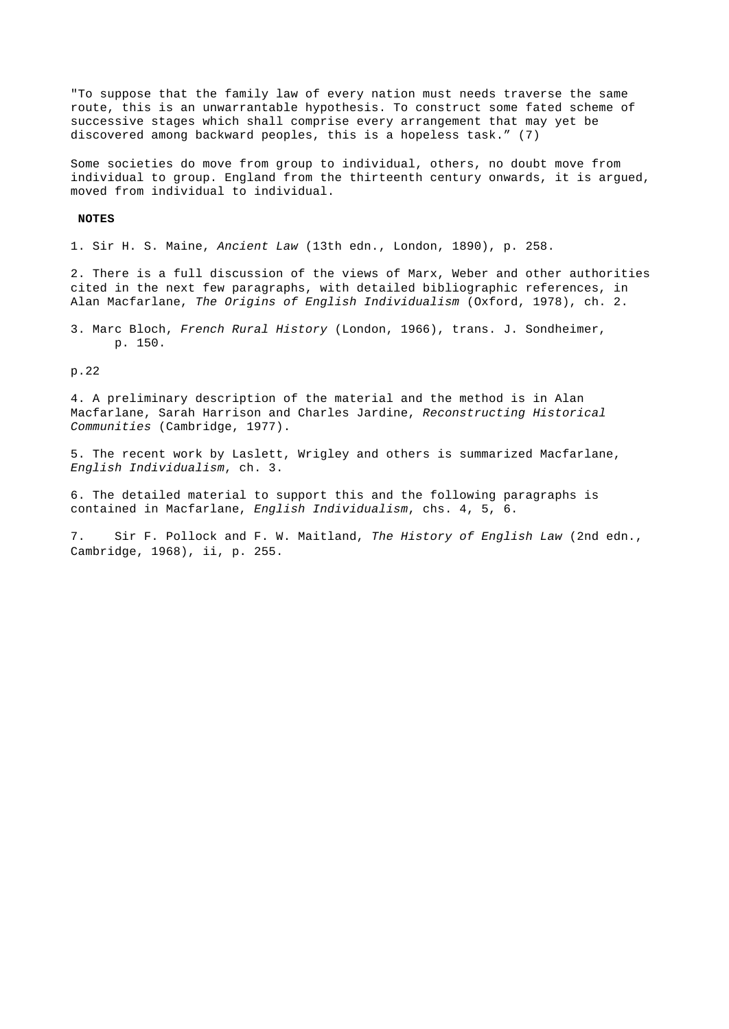"To suppose that the family law of every nation must needs traverse the same route, this is an unwarrantable hypothesis. To construct some fated scheme of successive stages which shall comprise every arrangement that may yet be discovered among backward peoples, this is a hopeless task." (7)

Some societies do move from group to individual, others, no doubt move from individual to group. England from the thirteenth century onwards, it is argued, moved from individual to individual.

**NOTES**

1. Sir H. S. Maine, *Ancient Law* (13th edn., London, 1890), p. 258.

2. There is a full discussion of the views of Marx, Weber and other authorities cited in the next few paragraphs, with detailed bibliographic references, in Alan Macfarlane, *The Origins of English Individualism* (Oxford, 1978), ch. 2.

3. Marc Bloch, *French Rural History* (London, 1966), trans. J. Sondheimer, p. 150.

p.22

4. A preliminary description of the material and the method is in Alan Macfarlane, Sarah Harrison and Charles Jardine, *Reconstructing Historical Communities* (Cambridge, 1977).

5. The recent work by Laslett, Wrigley and others is summarized Macfarlane, *English Individualism*, ch. 3.

6. The detailed material to support this and the following paragraphs is contained in Macfarlane, *English Individualism*, chs. 4, 5, 6.

7. Sir F. Pollock and F. W. Maitland, *The History of English Law* (2nd edn., Cambridge, 1968), ii, p. 255.